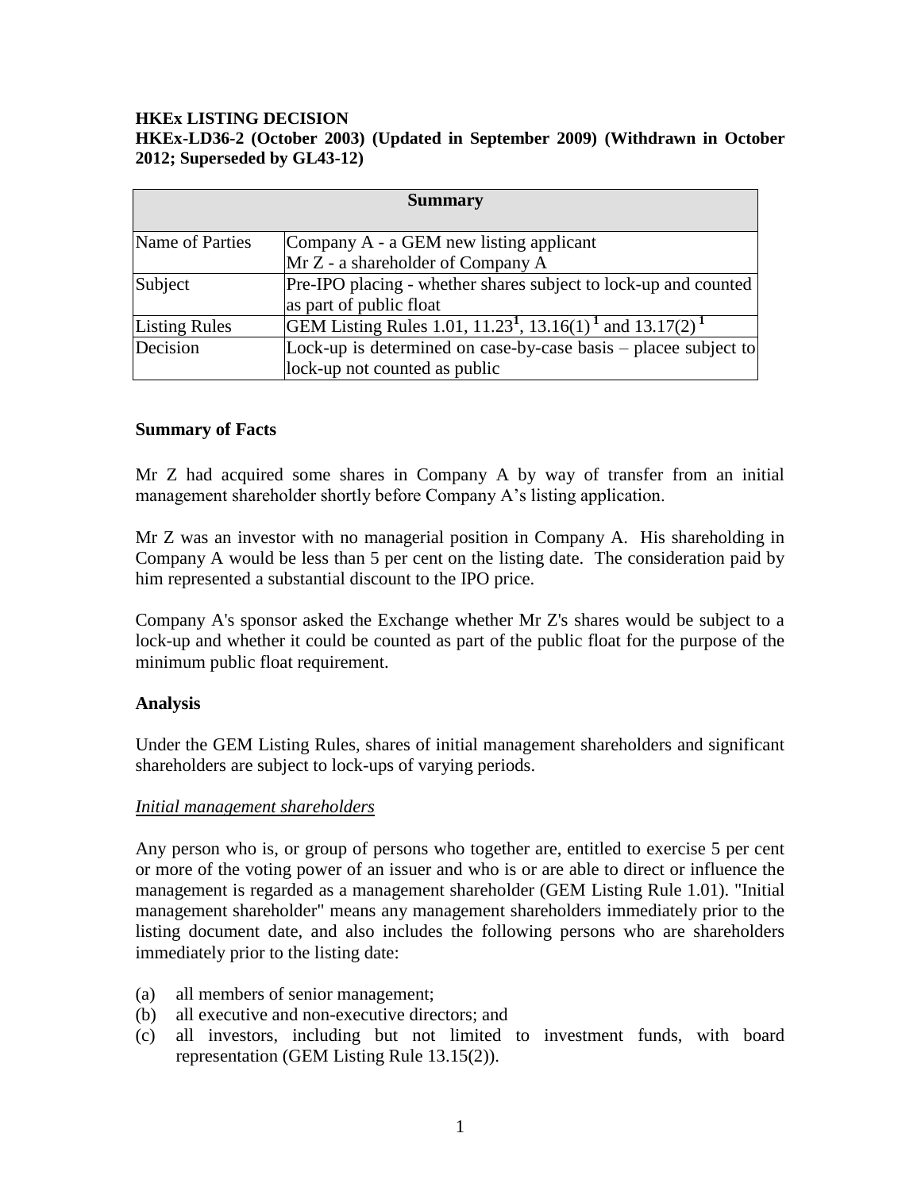**HKEx LISTING DECISION**

**HKEx-LD36-2 (October 2003) (Updated in September 2009) (Withdrawn in October 2012; Superseded by GL43-12)**

| Summary | |
|---|---|
| Name of Parties | Company A - a GEM new listing applicant<br>Mr Z - a shareholder of Company A |
| Subject | Pre-IPO placing - whether shares subject to lock-up and counted as part of public float |
| Listing Rules | GEM Listing Rules 1.01, 11.23[1], 13.16(1)[1] and 13.17(2)[1] |
| Decision | Lock-up is determined on case-by-case basis – placee subject to lock-up not counted as public |

**Summary of Facts**

Mr Z had acquired some shares in Company A by way of transfer from an initial management shareholder shortly before Company A's listing application.

Mr Z was an investor with no managerial position in Company A. His shareholding in Company A would be less than 5 per cent on the listing date. The consideration paid by him represented a substantial discount to the IPO price.

Company A's sponsor asked the Exchange whether Mr Z's shares would be subject to a lock-up and whether it could be counted as part of the public float for the purpose of the minimum public float requirement.

**Analysis**

Under the GEM Listing Rules, shares of initial management shareholders and significant shareholders are subject to lock-ups of varying periods.

*Initial management shareholders*

Any person who is, or group of persons who together are, entitled to exercise 5 per cent or more of the voting power of an issuer and who is or are able to direct or influence the management is regarded as a management shareholder (GEM Listing Rule 1.01). "Initial management shareholder" means any management shareholders immediately prior to the listing document date, and also includes the following persons who are shareholders immediately prior to the listing date:

(a) all members of senior management;
(b) all executive and non-executive directors; and
(c) all investors, including but not limited to investment funds, with board representation (GEM Listing Rule 13.15(2)).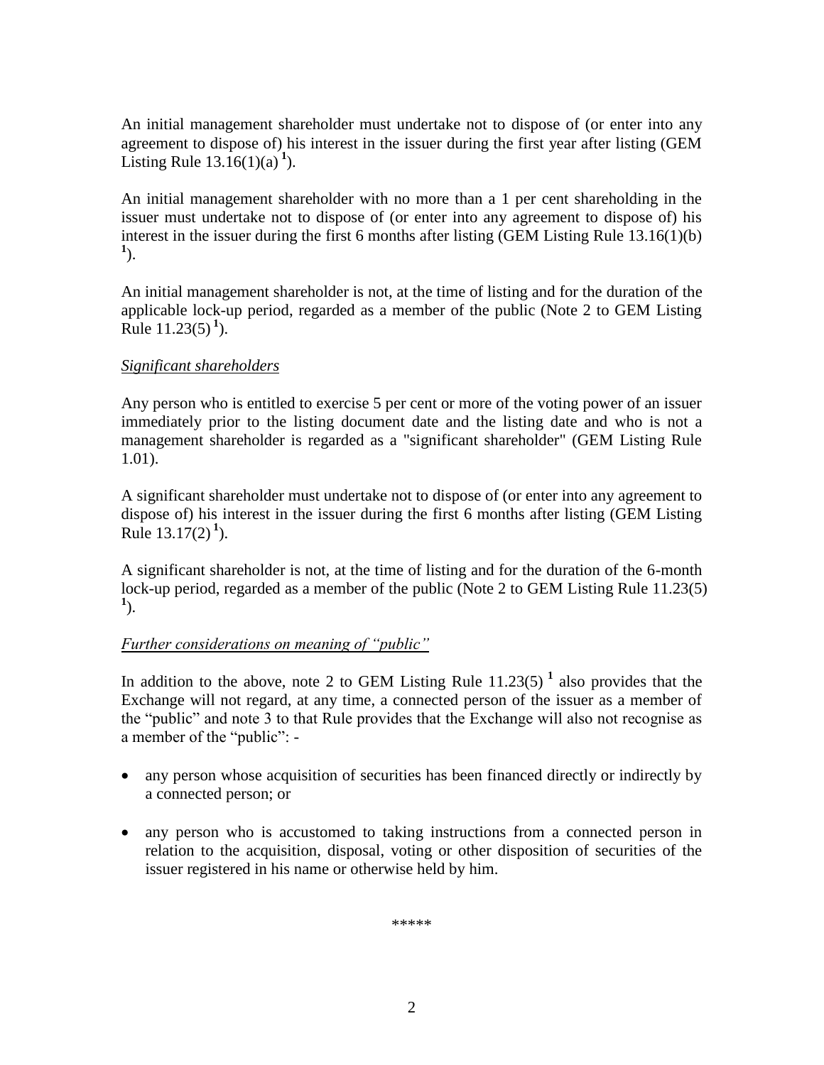An initial management shareholder must undertake not to dispose of (or enter into any agreement to dispose of) his interest in the issuer during the first year after listing (GEM Listing Rule 13.16(1)(a) [1]).

An initial management shareholder with no more than a 1 per cent shareholding in the issuer must undertake not to dispose of (or enter into any agreement to dispose of) his interest in the issuer during the first 6 months after listing (GEM Listing Rule 13.16(1)(b) [1]).

An initial management shareholder is not, at the time of listing and for the duration of the applicable lock-up period, regarded as a member of the public (Note 2 to GEM Listing Rule 11.23(5) [1]).

*Significant shareholders*

Any person who is entitled to exercise 5 per cent or more of the voting power of an issuer immediately prior to the listing document date and the listing date and who is not a management shareholder is regarded as a "significant shareholder" (GEM Listing Rule 1.01).

A significant shareholder must undertake not to dispose of (or enter into any agreement to dispose of) his interest in the issuer during the first 6 months after listing (GEM Listing Rule 13.17(2) [1]).

A significant shareholder is not, at the time of listing and for the duration of the 6-month lock-up period, regarded as a member of the public (Note 2 to GEM Listing Rule 11.23(5) [1]).

*Further considerations on meaning of "public"*

In addition to the above, note 2 to GEM Listing Rule 11.23(5) [1] also provides that the Exchange will not regard, at any time, a connected person of the issuer as a member of the "public" and note 3 to that Rule provides that the Exchange will also not recognise as a member of the "public": -

- any person whose acquisition of securities has been financed directly or indirectly by a connected person; or
- any person who is accustomed to taking instructions from a connected person in relation to the acquisition, disposal, voting or other disposition of securities of the issuer registered in his name or otherwise held by him.

*****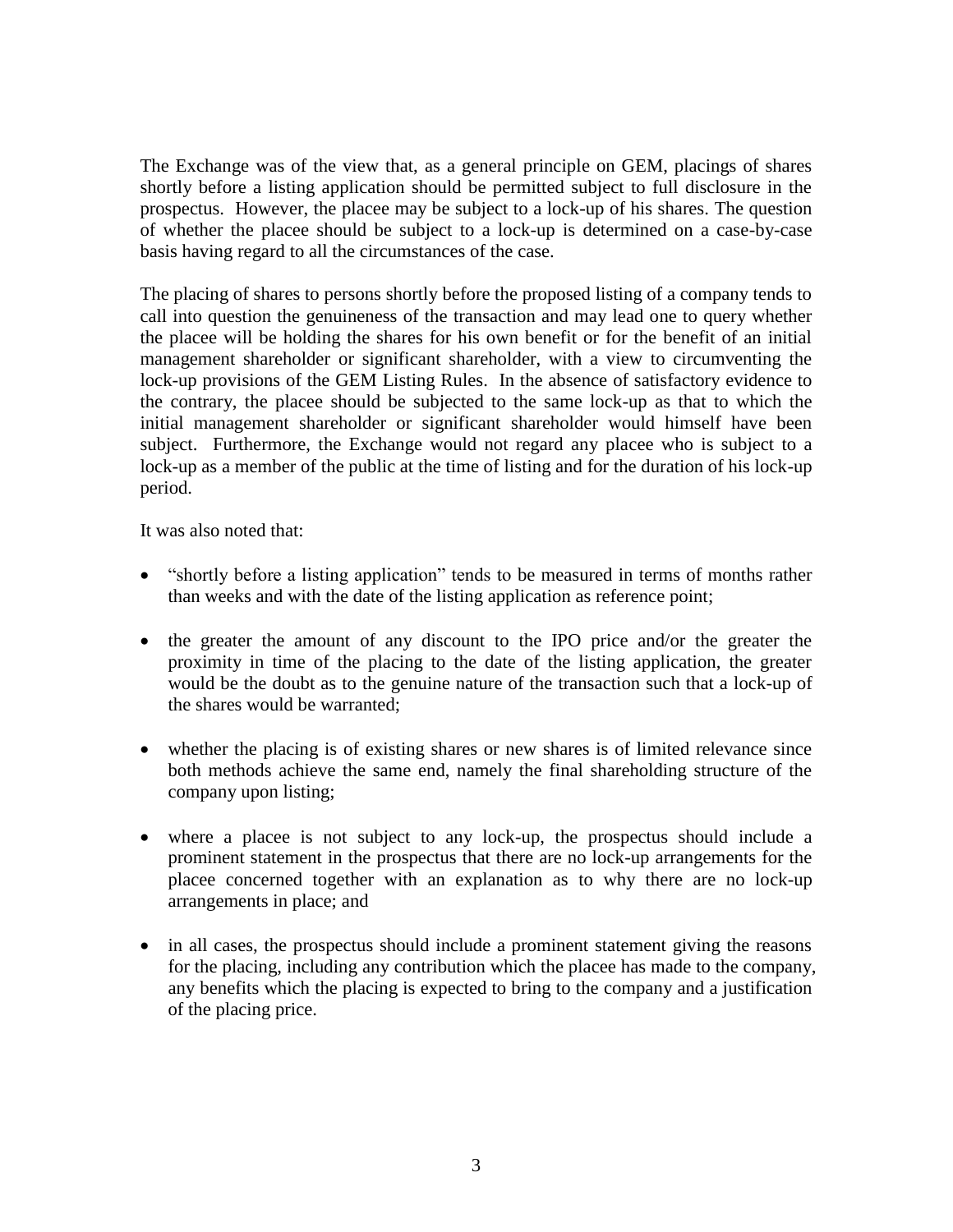The Exchange was of the view that, as a general principle on GEM, placings of shares shortly before a listing application should be permitted subject to full disclosure in the prospectus. However, the placee may be subject to a lock-up of his shares. The question of whether the placee should be subject to a lock-up is determined on a case-by-case basis having regard to all the circumstances of the case.

The placing of shares to persons shortly before the proposed listing of a company tends to call into question the genuineness of the transaction and may lead one to query whether the placee will be holding the shares for his own benefit or for the benefit of an initial management shareholder or significant shareholder, with a view to circumventing the lock-up provisions of the GEM Listing Rules. In the absence of satisfactory evidence to the contrary, the placee should be subjected to the same lock-up as that to which the initial management shareholder or significant shareholder would himself have been subject. Furthermore, the Exchange would not regard any placee who is subject to a lock-up as a member of the public at the time of listing and for the duration of his lock-up period.

It was also noted that:

- "shortly before a listing application" tends to be measured in terms of months rather than weeks and with the date of the listing application as reference point;

- the greater the amount of any discount to the IPO price and/or the greater the proximity in time of the placing to the date of the listing application, the greater would be the doubt as to the genuine nature of the transaction such that a lock-up of the shares would be warranted;

- whether the placing is of existing shares or new shares is of limited relevance since both methods achieve the same end, namely the final shareholding structure of the company upon listing;

- where a placee is not subject to any lock-up, the prospectus should include a prominent statement in the prospectus that there are no lock-up arrangements for the placee concerned together with an explanation as to why there are no lock-up arrangements in place; and

- in all cases, the prospectus should include a prominent statement giving the reasons for the placing, including any contribution which the placee has made to the company, any benefits which the placing is expected to bring to the company and a justification of the placing price.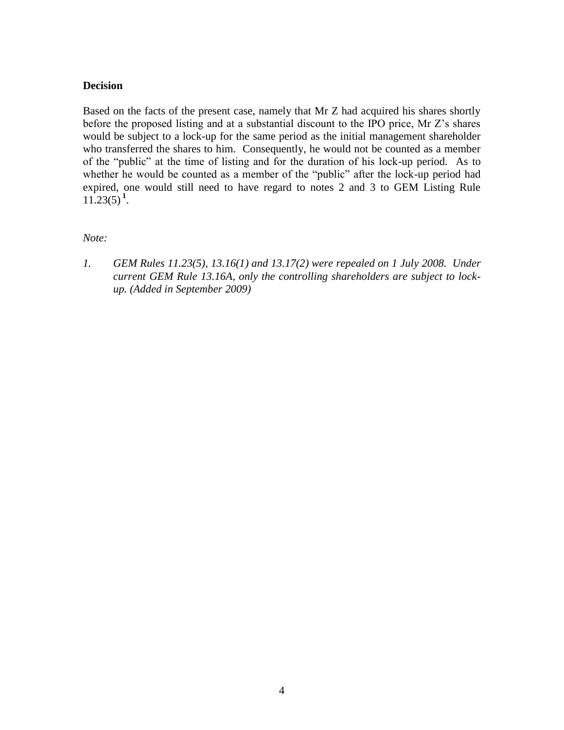**Decision**

Based on the facts of the present case, namely that Mr Z had acquired his shares shortly before the proposed listing and at a substantial discount to the IPO price, Mr Z's shares would be subject to a lock-up for the same period as the initial management shareholder who transferred the shares to him. Consequently, he would not be counted as a member of the "public" at the time of listing and for the duration of his lock-up period. As to whether he would be counted as a member of the "public" after the lock-up period had expired, one would still need to have regard to notes 2 and 3 to GEM Listing Rule 11.23(5)[1].

*Note:*

1. *GEM Rules 11.23(5), 13.16(1) and 13.17(2) were repealed on 1 July 2008. Under current GEM Rule 13.16A, only the controlling shareholders are subject to lock-up. (Added in September 2009)*